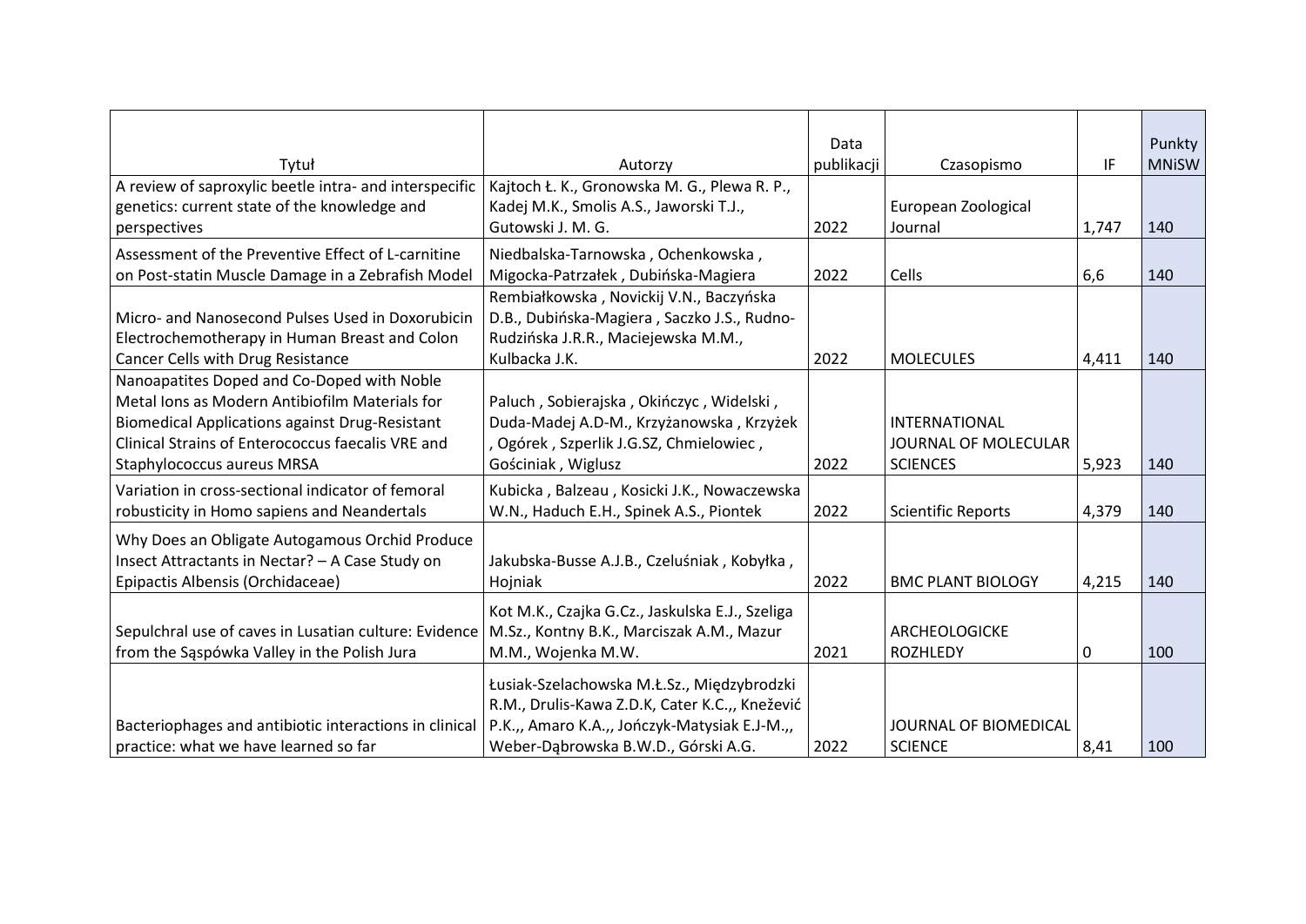| Tytuł | Autorzy | Data publikacji | Czasopismo | IF | Punkty MNiSW |
|---|---|---|---|---|---|
| A review of saproxylic beetle intra- and interspecific genetics: current state of the knowledge and perspectives | Kajtoch Ł. K., Gronowska M. G., Plewa R. P., Kadej M.K., Smolis A.S., Jaworski T.J., Gutowski J. M. G. | 2022 | European Zoological Journal | 1,747 | 140 |
| Assessment of the Preventive Effect of L-carnitine on Post-statin Muscle Damage in a Zebrafish Model | Niedbalska-Tarnowska , Ochenkowska , Migocka-Patrzałek , Dubińska-Magiera | 2022 | Cells | 6,6 | 140 |
| Micro- and Nanosecond Pulses Used in Doxorubicin Electrochemotherapy in Human Breast and Colon Cancer Cells with Drug Resistance | Rembiałkowska , Novickij V.N., Baczyńska D.B., Dubińska-Magiera , Saczko J.S., Rudno-Rudzińska J.R.R., Maciejewska M.M., Kulbacka J.K. | 2022 | MOLECULES | 4,411 | 140 |
| Nanoapatites Doped and Co-Doped with Noble Metal Ions as Modern Antibiofilm Materials for Biomedical Applications against Drug-Resistant Clinical Strains of Enterococcus faecalis VRE and Staphylococcus aureus MRSA | Paluch , Sobierajska , Okińczyc , Widelski , Duda-Madej A.D-M., Krzyżanowska , Krzyżek , Ogórek , Szperlik J.G.SZ, Chmielowiec , Gościniak , Wiglusz | 2022 | INTERNATIONAL JOURNAL OF MOLECULAR SCIENCES | 5,923 | 140 |
| Variation in cross-sectional indicator of femoral robusticity in Homo sapiens and Neandertals | Kubicka , Balzeau , Kosicki J.K., Nowaczewska W.N., Haduch E.H., Spinek A.S., Piontek | 2022 | Scientific Reports | 4,379 | 140 |
| Why Does an Obligate Autogamous Orchid Produce Insect Attractants in Nectar? – A Case Study on Epipactis Albensis (Orchidaceae) | Jakubska-Busse A.J.B., Czeluśniak , Kobyłka , Hojniak | 2022 | BMC PLANT BIOLOGY | 4,215 | 140 |
| Sepulchral use of caves in Lusatian culture: Evidence from the Sąspówka Valley in the Polish Jura | Kot M.K., Czajka G.Cz., Jaskulska E.J., Szeliga M.Sz., Kontny B.K., Marciszak A.M., Mazur M.M., Wojenka M.W. | 2021 | ARCHEOLOGICKE ROZHLEDY | 0 | 100 |
| Bacteriophages and antibiotic interactions in clinical practice: what we have learned so far | Łusiak-Szelachowska M.Ł.Sz., Międzybrodzki R.M., Drulis-Kawa Z.D.K, Cater K.C.,, Knežević P.K.,, Amaro K.A.,, Jończyk-Matysiak E.J-M.,, Weber-Dąbrowska B.W.D., Górski A.G. | 2022 | JOURNAL OF BIOMEDICAL SCIENCE | 8,41 | 100 |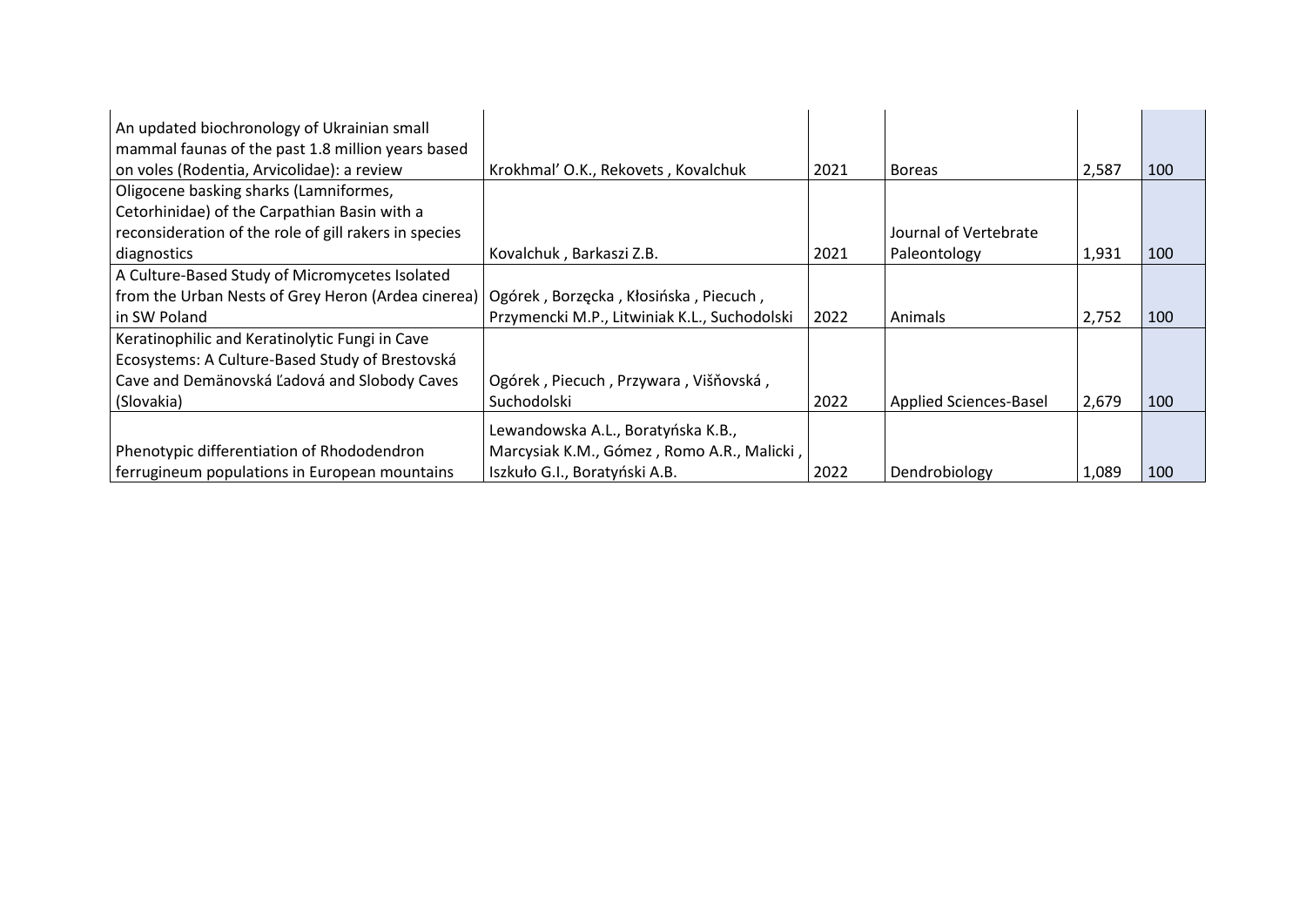| | | | | | |
|---|---|---|---|---|---|
| An updated biochronology of Ukrainian small mammal faunas of the past 1.8 million years based on voles (Rodentia, Arvicolidae): a review | Krokhmal' O.K., Rekovets , Kovalchuk | 2021 | Boreas | 2,587 | 100 |
| Oligocene basking sharks (Lamniformes, Cetorhinidae) of the Carpathian Basin with a reconsideration of the role of gill rakers in species diagnostics | Kovalchuk , Barkaszi Z.B. | 2021 | Journal of Vertebrate Paleontology | 1,931 | 100 |
| A Culture-Based Study of Micromycetes Isolated from the Urban Nests of Grey Heron (Ardea cinerea) in SW Poland | Ogórek , Borzęcka , Kłosińska , Piecuch , Przymencki M.P., Litwiniak K.L., Suchodolski | 2022 | Animals | 2,752 | 100 |
| Keratinophilic and Keratinolytic Fungi in Cave Ecosystems: A Culture-Based Study of Brestovská Cave and Demänovská Ľadová and Slobody Caves (Slovakia) | Ogórek , Piecuch , Przywara , Višňovská , Suchodolski | 2022 | Applied Sciences-Basel | 2,679 | 100 |
| Phenotypic differentiation of Rhododendron ferrugineum populations in European mountains | Lewandowska A.L., Boratyńska K.B., Marcysiak K.M., Gómez , Romo A.R., Malicki , Iszkuło G.I., Boratyński A.B. | 2022 | Dendrobiology | 1,089 | 100 |